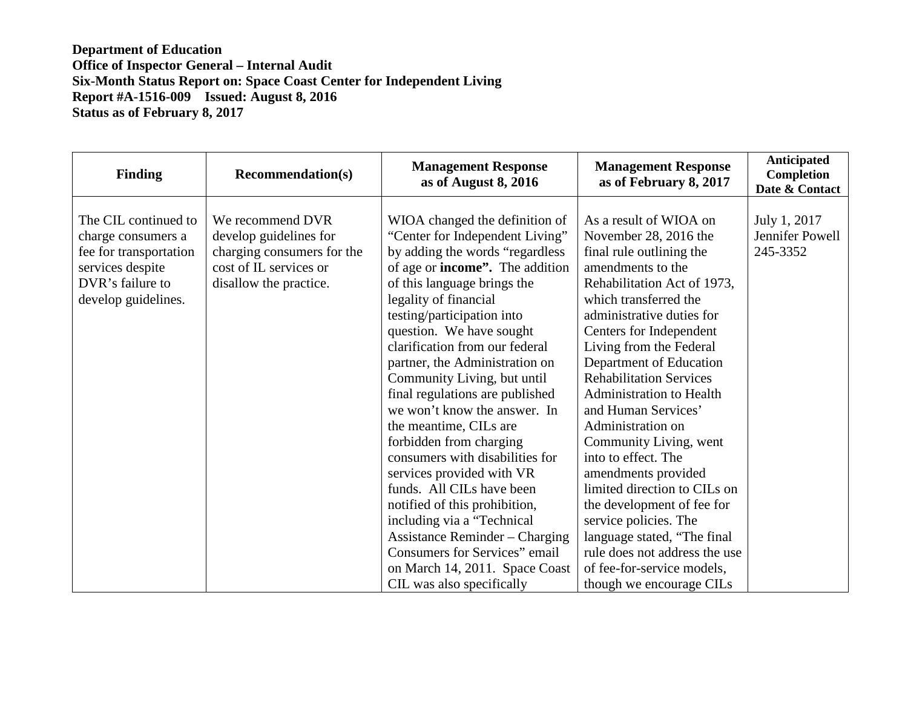**Department of Education**
**Office of Inspector General – Internal Audit**
**Six-Month Status Report on: Space Coast Center for Independent Living**
**Report #A-1516-009 Issued: August 8, 2016**
**Status as of February 8, 2017**

| Finding | Recommendation(s) | Management Response as of August 8, 2016 | Management Response as of February 8, 2017 | Anticipated Completion Date & Contact |
|---|---|---|---|---|
| The CIL continued to charge consumers a fee for transportation services despite DVR's failure to develop guidelines. | We recommend DVR develop guidelines for charging consumers for the cost of IL services or disallow the practice. | WIOA changed the definition of "Center for Independent Living" by adding the words "regardless of age or **income".** The addition of this language brings the legality of financial testing/participation into question. We have sought clarification from our federal partner, the Administration on Community Living, but until final regulations are published we won't know the answer. In the meantime, CILs are forbidden from charging consumers with disabilities for services provided with VR funds. All CILs have been notified of this prohibition, including via a "Technical Assistance Reminder – Charging Consumers for Services" email on March 14, 2011. Space Coast CIL was also specifically | As a result of WIOA on November 28, 2016 the final rule outlining the amendments to the Rehabilitation Act of 1973, which transferred the administrative duties for Centers for Independent Living from the Federal Department of Education Rehabilitation Services Administration to Health and Human Services' Administration on Community Living, went into to effect. The amendments provided limited direction to CILs on the development of fee for service policies. The language stated, "The final rule does not address the use of fee-for-service models, though we encourage CILs | July 1, 2017 Jennifer Powell 245-3352 |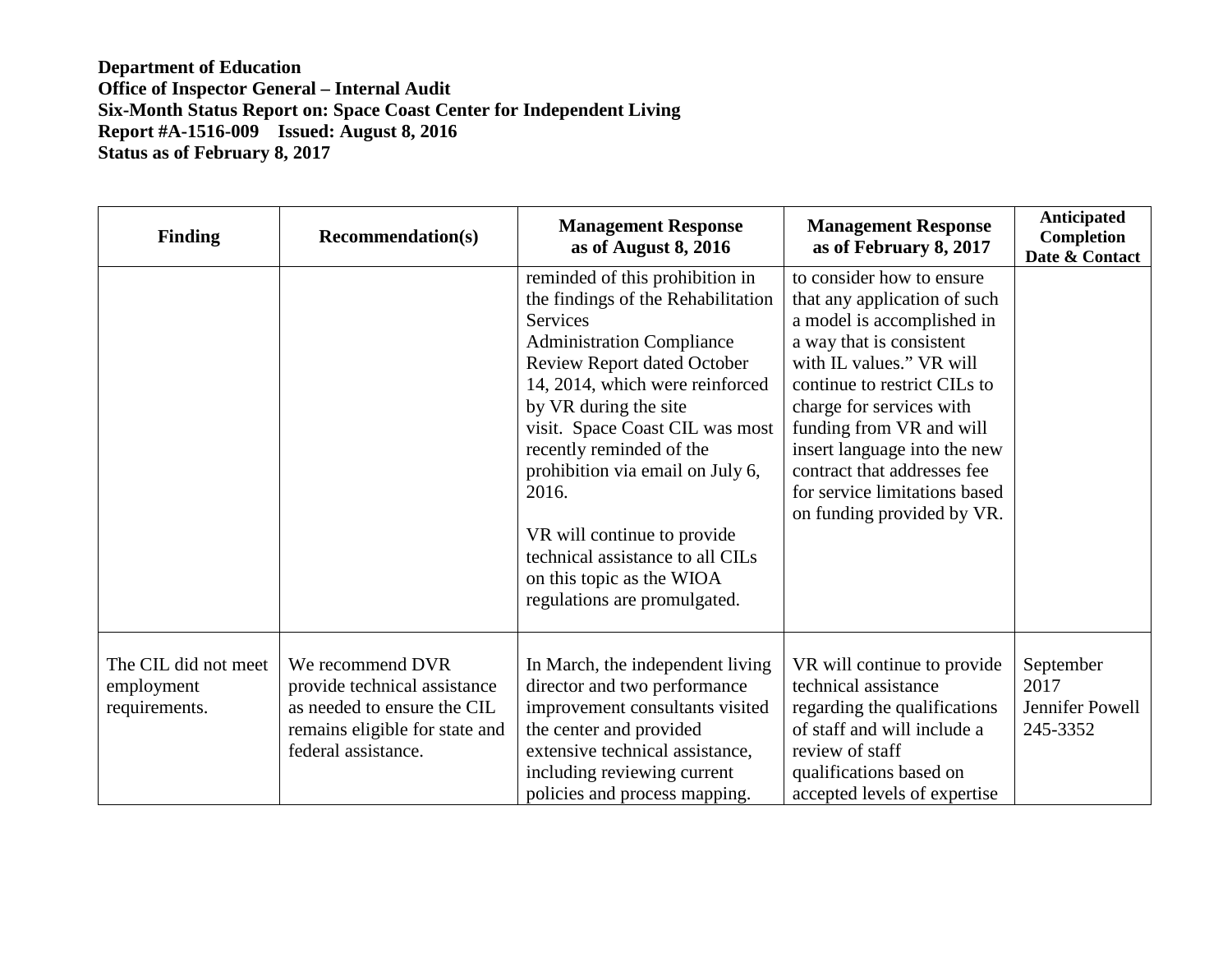**Department of Education**
**Office of Inspector General – Internal Audit**
**Six-Month Status Report on: Space Coast Center for Independent Living**
**Report #A-1516-009 Issued: August 8, 2016**
**Status as of February 8, 2017**

| Finding | Recommendation(s) | Management Response as of August 8, 2016 | Management Response as of February 8, 2017 | Anticipated Completion Date & Contact |
|---|---|---|---|---|
| | | reminded of this prohibition in the findings of the Rehabilitation Services Administration Compliance Review Report dated October 14, 2014, which were reinforced by VR during the site visit. Space Coast CIL was most recently reminded of the prohibition via email on July 6, 2016.<br><br>VR will continue to provide technical assistance to all CILs on this topic as the WIOA regulations are promulgated. | to consider how to ensure that any application of such a model is accomplished in a way that is consistent with IL values." VR will continue to restrict CILs to charge for services with funding from VR and will insert language into the new contract that addresses fee for service limitations based on funding provided by VR. | |
| The CIL did not meet employment requirements. | We recommend DVR provide technical assistance as needed to ensure the CIL remains eligible for state and federal assistance. | In March, the independent living director and two performance improvement consultants visited the center and provided extensive technical assistance, including reviewing current policies and process mapping. | VR will continue to provide technical assistance regarding the qualifications of staff and will include a review of staff qualifications based on accepted levels of expertise | September 2017<br>Jennifer Powell<br>245-3352 |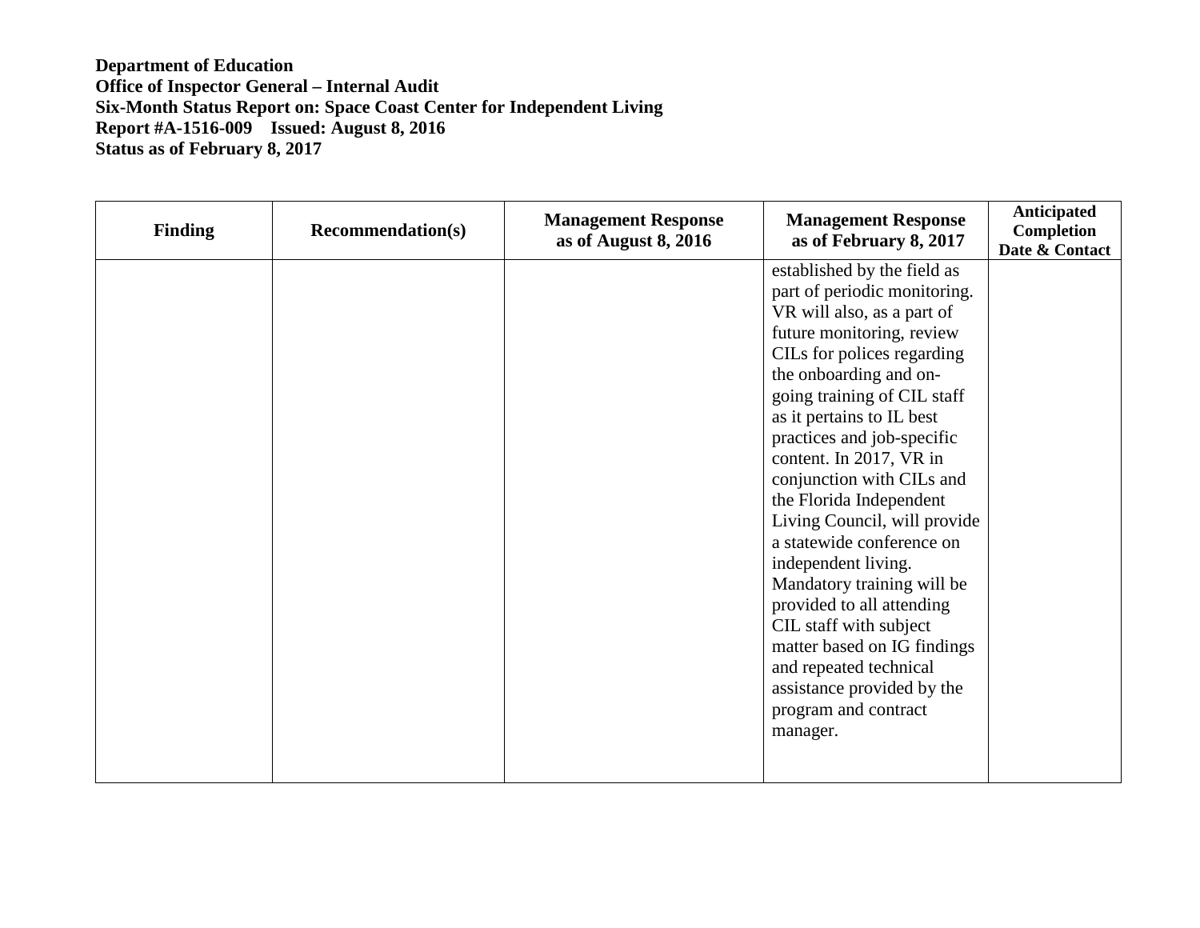**Department of Education**
**Office of Inspector General – Internal Audit**
**Six-Month Status Report on: Space Coast Center for Independent Living**
**Report #A-1516-009 Issued: August 8, 2016**
**Status as of February 8, 2017**

| Finding | Recommendation(s) | Management Response as of August 8, 2016 | Management Response as of February 8, 2017 | Anticipated Completion Date & Contact |
|---|---|---|---|---|
| | | | established by the field as part of periodic monitoring. VR will also, as a part of future monitoring, review CILs for polices regarding the onboarding and on-going training of CIL staff as it pertains to IL best practices and job-specific content. In 2017, VR in conjunction with CILs and the Florida Independent Living Council, will provide a statewide conference on independent living. Mandatory training will be provided to all attending CIL staff with subject matter based on IG findings and repeated technical assistance provided by the program and contract manager. | |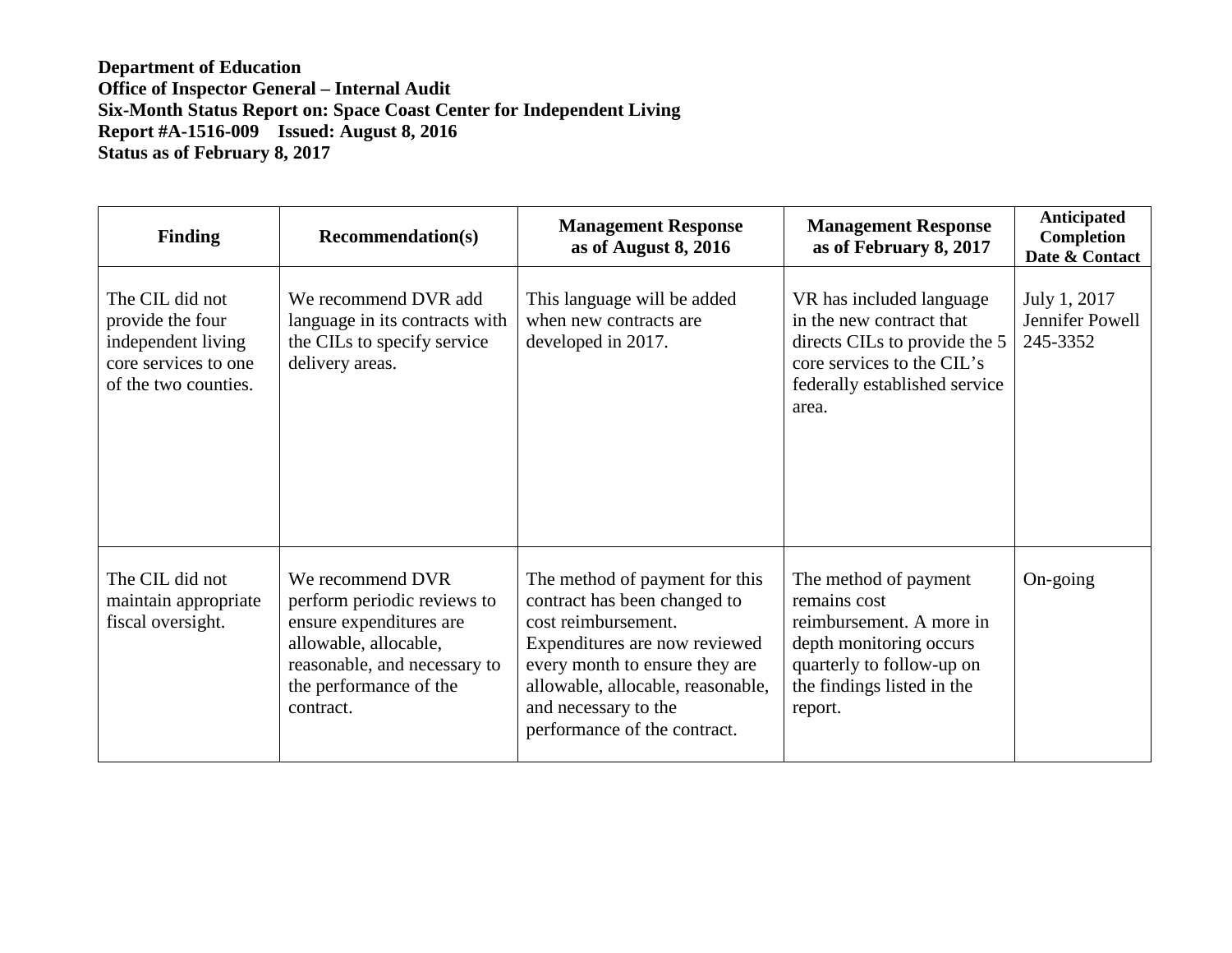**Department of Education**
**Office of Inspector General – Internal Audit**
**Six-Month Status Report on: Space Coast Center for Independent Living**
**Report #A-1516-009 Issued: August 8, 2016**
**Status as of February 8, 2017**

| Finding | Recommendation(s) | Management Response as of August 8, 2016 | Management Response as of February 8, 2017 | Anticipated Completion Date & Contact |
|---|---|---|---|---|
| The CIL did not provide the four independent living core services to one of the two counties. | We recommend DVR add language in its contracts with the CILs to specify service delivery areas. | This language will be added when new contracts are developed in 2017. | VR has included language in the new contract that directs CILs to provide the 5 core services to the CIL's federally established service area. | July 1, 2017 Jennifer Powell 245-3352 |
| The CIL did not maintain appropriate fiscal oversight. | We recommend DVR perform periodic reviews to ensure expenditures are allowable, allocable, reasonable, and necessary to the performance of the contract. | The method of payment for this contract has been changed to cost reimbursement. Expenditures are now reviewed every month to ensure they are allowable, allocable, reasonable, and necessary to the performance of the contract. | The method of payment remains cost reimbursement. A more in depth monitoring occurs quarterly to follow-up on the findings listed in the report. | On-going |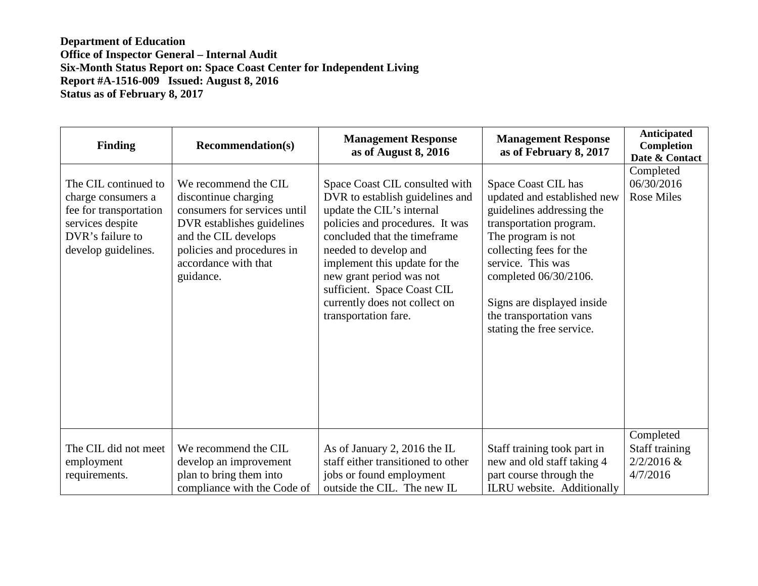**Department of Education**
**Office of Inspector General – Internal Audit**
**Six-Month Status Report on: Space Coast Center for Independent Living**
**Report #A-1516-009 Issued: August 8, 2016**
**Status as of February 8, 2017**

| Finding | Recommendation(s) | Management Response as of August 8, 2016 | Management Response as of February 8, 2017 | Anticipated Completion Date & Contact |
|---|---|---|---|---|
| The CIL continued to charge consumers a fee for transportation services despite DVR's failure to develop guidelines. | We recommend the CIL discontinue charging consumers for services until DVR establishes guidelines and the CIL develops policies and procedures in accordance with that guidance. | Space Coast CIL consulted with DVR to establish guidelines and update the CIL's internal policies and procedures. It was concluded that the timeframe needed to develop and implement this update for the new grant period was not sufficient. Space Coast CIL currently does not collect on transportation fare. | Space Coast CIL has updated and established new guidelines addressing the transportation program. The program is not collecting fees for the service. This was completed 06/30/2106.<br><br>Signs are displayed inside the transportation vans stating the free service. | Completed 06/30/2016 Rose Miles |
| The CIL did not meet employment requirements. | We recommend the CIL develop an improvement plan to bring them into compliance with the Code of | As of January 2, 2016 the IL staff either transitioned to other jobs or found employment outside the CIL. The new IL | Staff training took part in new and old staff taking 4 part course through the ILRU website. Additionally | Completed Staff training 2/2/2016 & 4/7/2016 |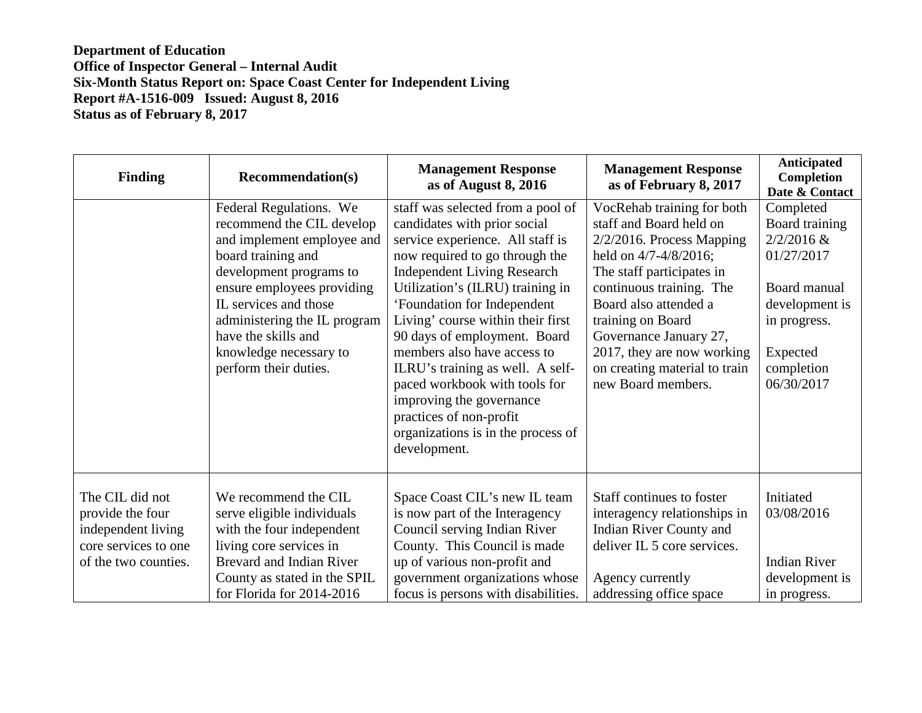**Department of Education**
**Office of Inspector General – Internal Audit**
**Six-Month Status Report on: Space Coast Center for Independent Living**
**Report #A-1516-009 Issued: August 8, 2016**
**Status as of February 8, 2017**

| Finding | Recommendation(s) | Management Response as of August 8, 2016 | Management Response as of February 8, 2017 | Anticipated Completion Date & Contact |
|---|---|---|---|---|
| | Federal Regulations. We recommend the CIL develop and implement employee and board training and development programs to ensure employees providing IL services and those administering the IL program have the skills and knowledge necessary to perform their duties. | staff was selected from a pool of candidates with prior social service experience. All staff is now required to go through the Independent Living Research Utilization's (ILRU) training in 'Foundation for Independent Living' course within their first 90 days of employment. Board members also have access to ILRU's training as well. A self-paced workbook with tools for improving the governance practices of non-profit organizations is in the process of development. | VocRehab training for both staff and Board held on 2/2/2016. Process Mapping held on 4/7-4/8/2016; The staff participates in continuous training. The Board also attended a training on Board Governance January 27, 2017, they are now working on creating material to train new Board members. | Completed Board training 2/2/2016 & 01/27/2017<br><br>Board manual development is in progress.<br><br>Expected completion 06/30/2017 |
| The CIL did not provide the four independent living core services to one of the two counties. | We recommend the CIL serve eligible individuals with the four independent living core services in Brevard and Indian River County as stated in the SPIL for Florida for 2014-2016 | Space Coast CIL's new IL team is now part of the Interagency Council serving Indian River County. This Council is made up of various non-profit and government organizations whose focus is persons with disabilities. | Staff continues to foster interagency relationships in Indian River County and deliver IL 5 core services.<br><br>Agency currently addressing office space | Initiated 03/08/2016<br><br>Indian River development is in progress. |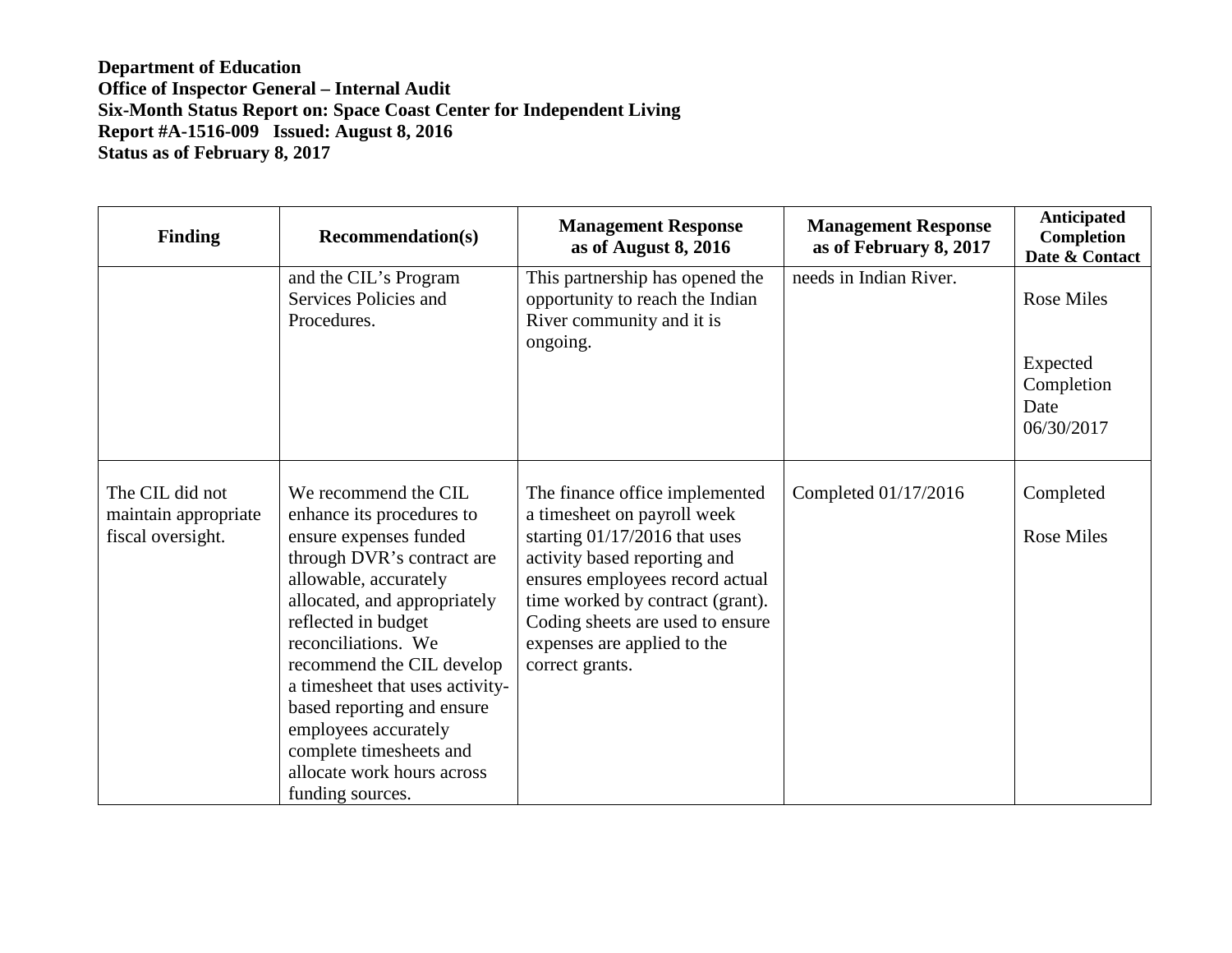**Department of Education**
**Office of Inspector General – Internal Audit**
**Six-Month Status Report on: Space Coast Center for Independent Living**
**Report #A-1516-009 Issued: August 8, 2016**
**Status as of February 8, 2017**

| Finding | Recommendation(s) | Management Response as of August 8, 2016 | Management Response as of February 8, 2017 | Anticipated Completion Date & Contact |
|---|---|---|---|---|
| | and the CIL's Program Services Policies and Procedures. | This partnership has opened the opportunity to reach the Indian River community and it is ongoing. | needs in Indian River. | Rose Miles<br><br>Expected Completion Date 06/30/2017 |
| The CIL did not maintain appropriate fiscal oversight. | We recommend the CIL enhance its procedures to ensure expenses funded through DVR's contract are allowable, accurately allocated, and appropriately reflected in budget reconciliations. We recommend the CIL develop a timesheet that uses activity-based reporting and ensure employees accurately complete timesheets and allocate work hours across funding sources. | The finance office implemented a timesheet on payroll week starting 01/17/2016 that uses activity based reporting and ensures employees record actual time worked by contract (grant). Coding sheets are used to ensure expenses are applied to the correct grants. | Completed 01/17/2016 | Completed<br><br>Rose Miles |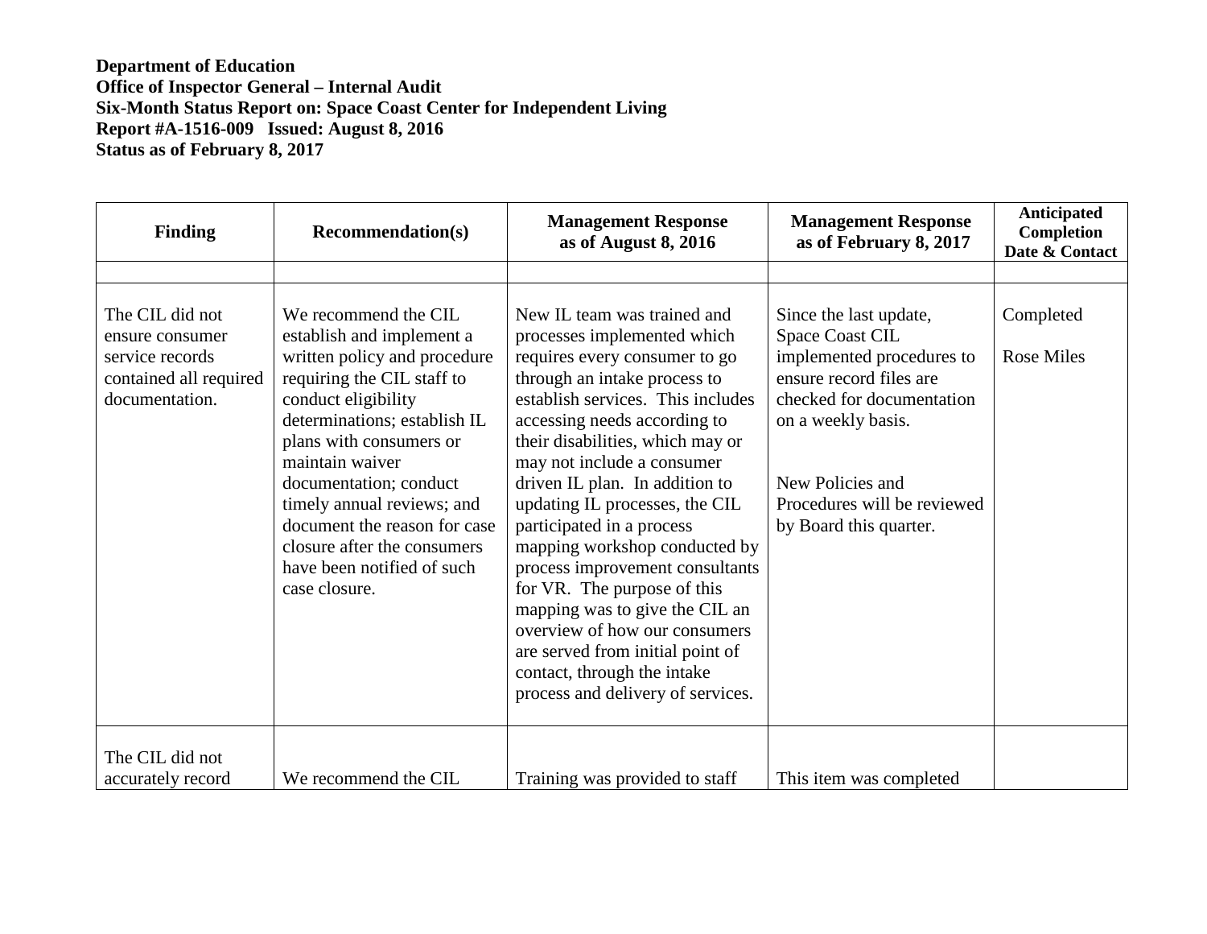**Department of Education**
**Office of Inspector General – Internal Audit**
**Six-Month Status Report on: Space Coast Center for Independent Living**
**Report #A-1516-009 Issued: August 8, 2016**
**Status as of February 8, 2017**

| Finding | Recommendation(s) | Management Response as of August 8, 2016 | Management Response as of February 8, 2017 | Anticipated Completion Date & Contact |
|---|---|---|---|---|
| | | | | |
| The CIL did not ensure consumer service records contained all required documentation. | We recommend the CIL establish and implement a written policy and procedure requiring the CIL staff to conduct eligibility determinations; establish IL plans with consumers or maintain waiver documentation; conduct timely annual reviews; and document the reason for case closure after the consumers have been notified of such case closure. | New IL team was trained and processes implemented which requires every consumer to go through an intake process to establish services. This includes accessing needs according to their disabilities, which may or may not include a consumer driven IL plan. In addition to updating IL processes, the CIL participated in a process mapping workshop conducted by process improvement consultants for VR. The purpose of this mapping was to give the CIL an overview of how our consumers are served from initial point of contact, through the intake process and delivery of services. | Since the last update, Space Coast CIL implemented procedures to ensure record files are checked for documentation on a weekly basis.<br><br>New Policies and Procedures will be reviewed by Board this quarter. | Completed<br><br>Rose Miles |
| The CIL did not accurately record | We recommend the CIL | Training was provided to staff | This item was completed | |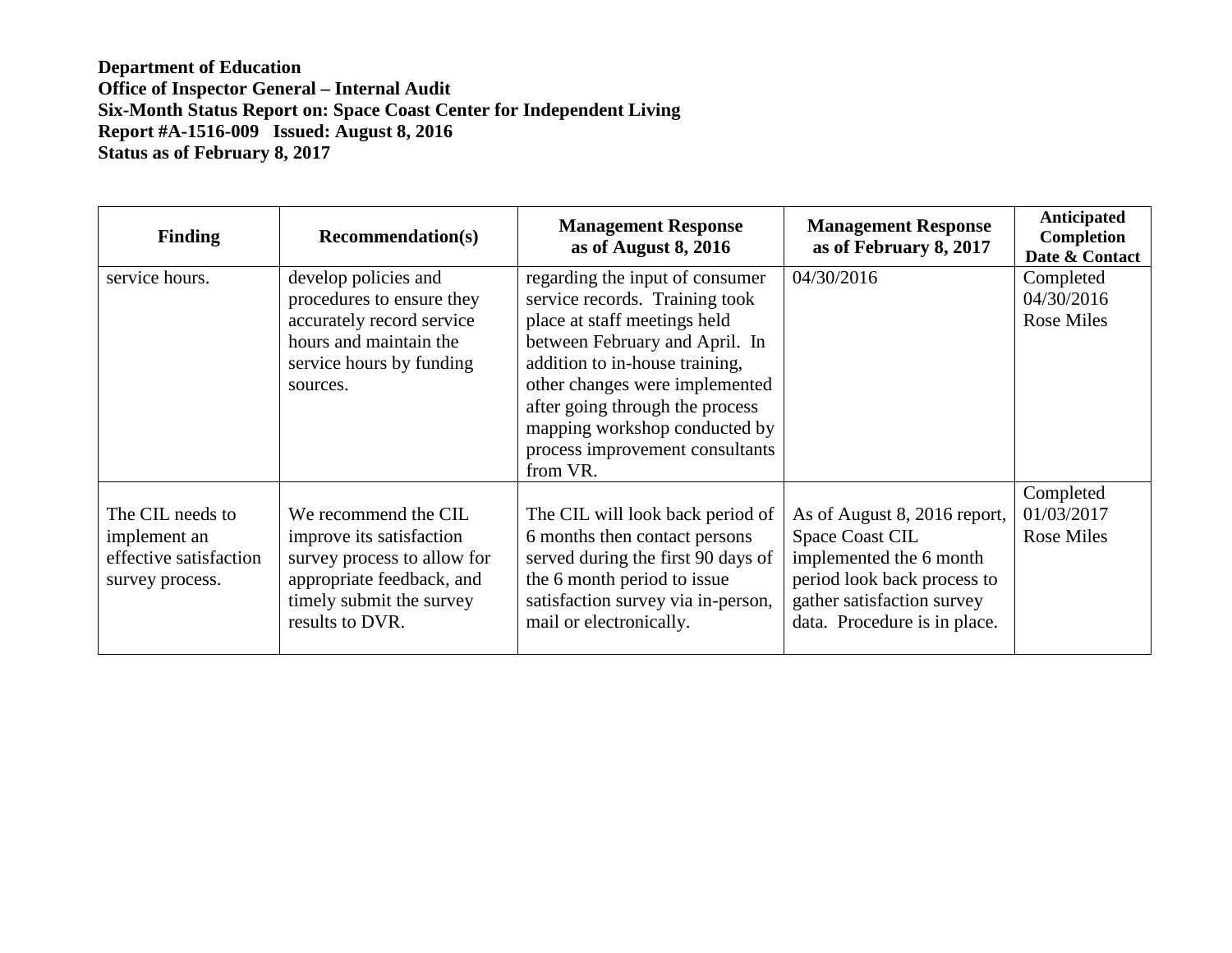**Department of Education**
**Office of Inspector General – Internal Audit**
**Six-Month Status Report on: Space Coast Center for Independent Living**
**Report #A-1516-009 Issued: August 8, 2016**
**Status as of February 8, 2017**

| Finding | Recommendation(s) | Management Response as of August 8, 2016 | Management Response as of February 8, 2017 | Anticipated Completion Date & Contact |
|---|---|---|---|---|
| service hours. | develop policies and procedures to ensure they accurately record service hours and maintain the service hours by funding sources. | regarding the input of consumer service records. Training took place at staff meetings held between February and April. In addition to in-house training, other changes were implemented after going through the process mapping workshop conducted by process improvement consultants from VR. | 04/30/2016 | Completed 04/30/2016 Rose Miles |
| The CIL needs to implement an effective satisfaction survey process. | We recommend the CIL improve its satisfaction survey process to allow for appropriate feedback, and timely submit the survey results to DVR. | The CIL will look back period of 6 months then contact persons served during the first 90 days of the 6 month period to issue satisfaction survey via in-person, mail or electronically. | As of August 8, 2016 report, Space Coast CIL implemented the 6 month period look back process to gather satisfaction survey data. Procedure is in place. | Completed 01/03/2017 Rose Miles |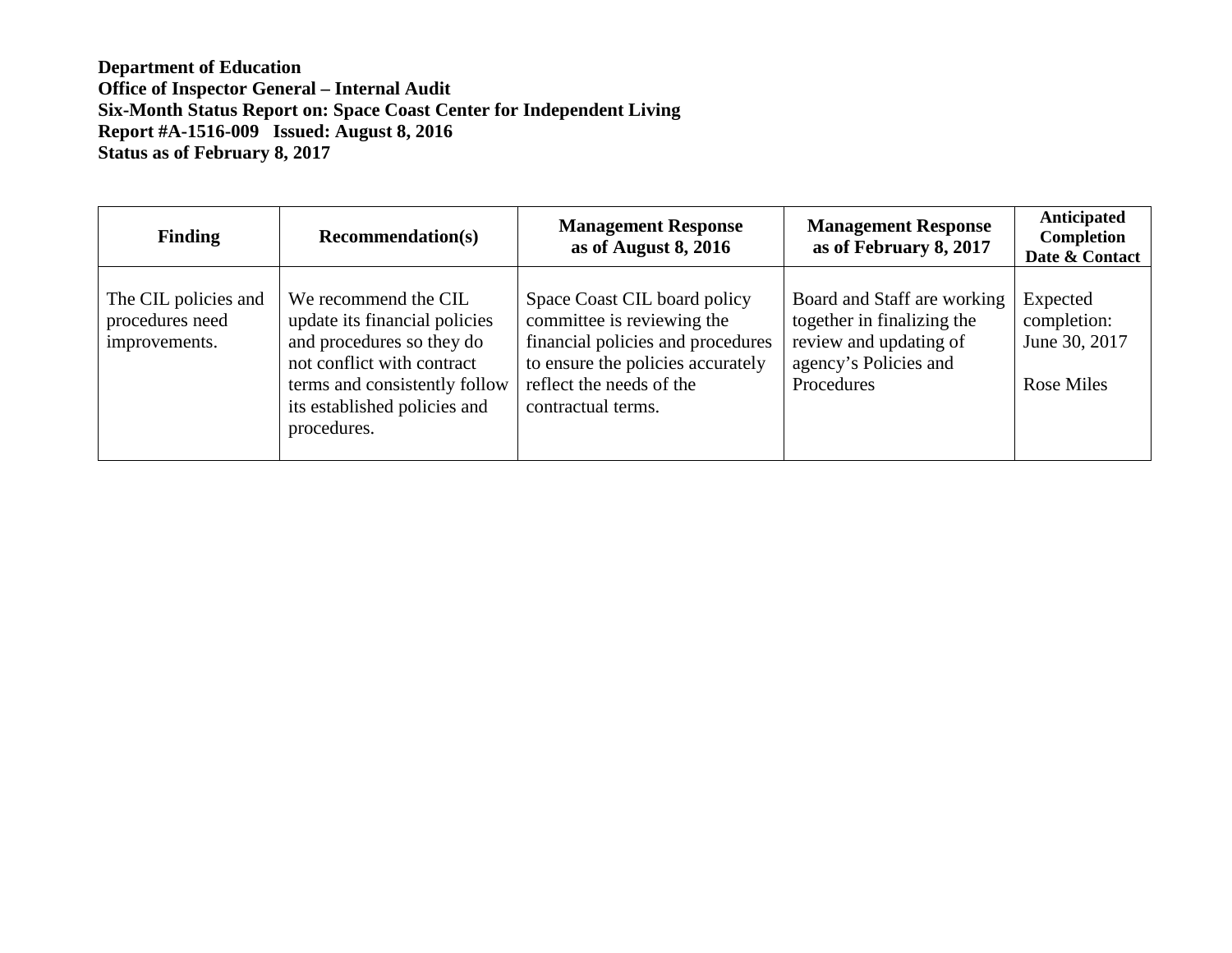**Department of Education**
**Office of Inspector General – Internal Audit**
**Six-Month Status Report on: Space Coast Center for Independent Living**
**Report #A-1516-009 Issued: August 8, 2016**
**Status as of February 8, 2017**

| Finding | Recommendation(s) | Management Response as of August 8, 2016 | Management Response as of February 8, 2017 | Anticipated Completion Date & Contact |
|---|---|---|---|---|
| The CIL policies and procedures need improvements. | We recommend the CIL update its financial policies and procedures so they do not conflict with contract terms and consistently follow its established policies and procedures. | Space Coast CIL board policy committee is reviewing the financial policies and procedures to ensure the policies accurately reflect the needs of the contractual terms. | Board and Staff are working together in finalizing the review and updating of agency's Policies and Procedures | Expected completion: June 30, 2017<br><br>Rose Miles |